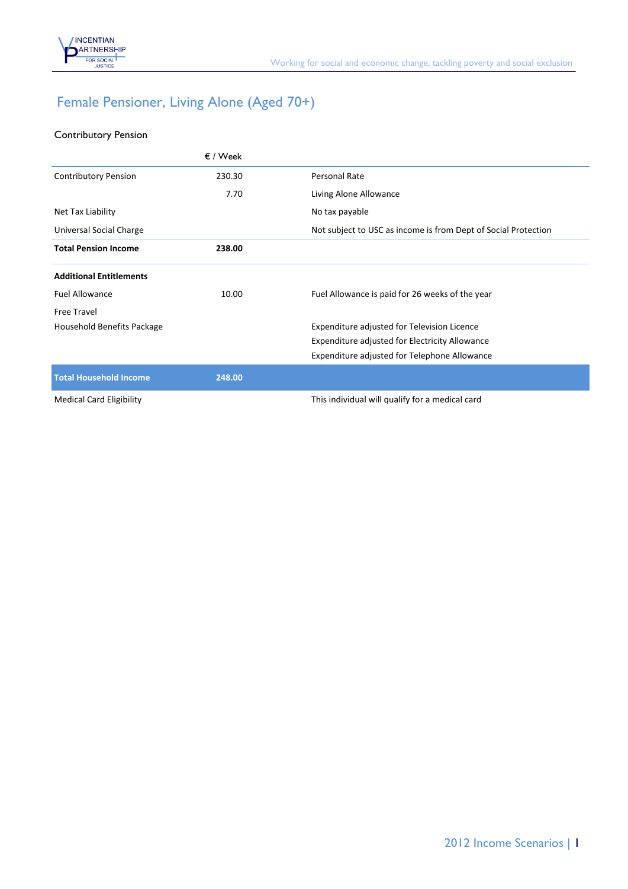// Female Pensioner, Living Alone (Aged 70+)

## Female Pensioner, Living Alone (Aged 70+)

### Contributory Pension

| | € / Week | |
|---|---|---|
| Contributory Pension | 230.30 | Personal Rate |
| | 7.70 | Living Alone Allowance |
| Net Tax Liability | | No tax payable |
| Universal Social Charge | | Not subject to USC as income is from Dept of Social Protection |
| **Total Pension Income** | **238.00** | |
| **Additional Entitlements** | | |
| Fuel Allowance | 10.00 | Fuel Allowance is paid for 26 weeks of the year |
| Free Travel | | |
| Household Benefits Package | | Expenditure adjusted for Television Licence |
| | | Expenditure adjusted for Electricity Allowance |
| | | Expenditure adjusted for Telephone Allowance |
| **Total Household Income** | **248.00** | |
| Medical Card Eligibility | | This individual will qualify for a medical card |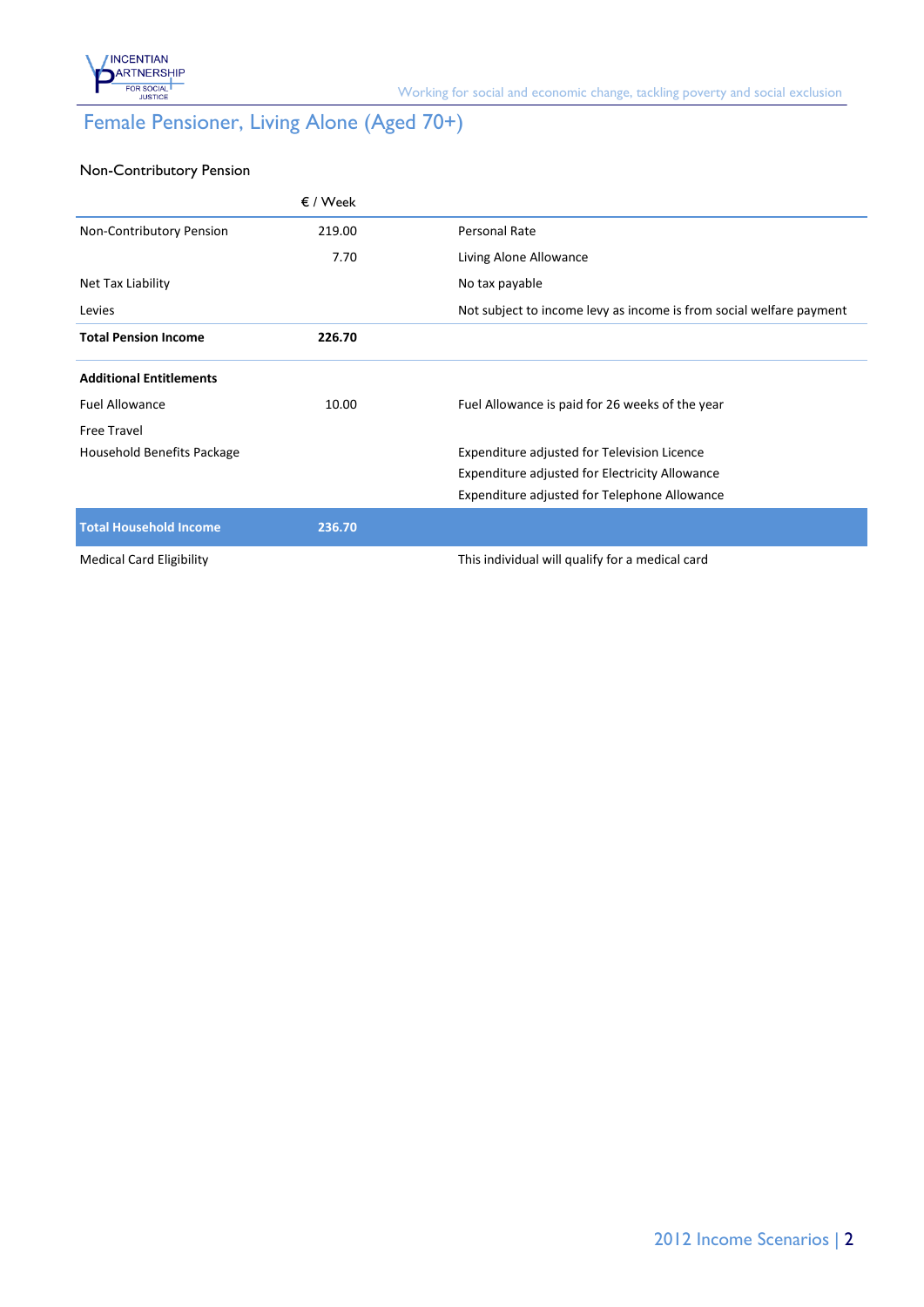# Female Pensioner, Living Alone (Aged 70+)

Non-Contributory Pension

| | € / Week | |
|---|---|---|
| Non-Contributory Pension | 219.00 | Personal Rate |
| | 7.70 | Living Alone Allowance |
| Net Tax Liability | | No tax payable |
| Levies | | Not subject to income levy as income is from social welfare payment |
| **Total Pension Income** | **226.70** | |
| **Additional Entitlements** | | |
| Fuel Allowance | 10.00 | Fuel Allowance is paid for 26 weeks of the year |
| Free Travel | | |
| Household Benefits Package | | Expenditure adjusted for Television Licence |
| | | Expenditure adjusted for Electricity Allowance |
| | | Expenditure adjusted for Telephone Allowance |
| **Total Household Income** | **236.70** | |
| Medical Card Eligibility | | This individual will qualify for a medical card |